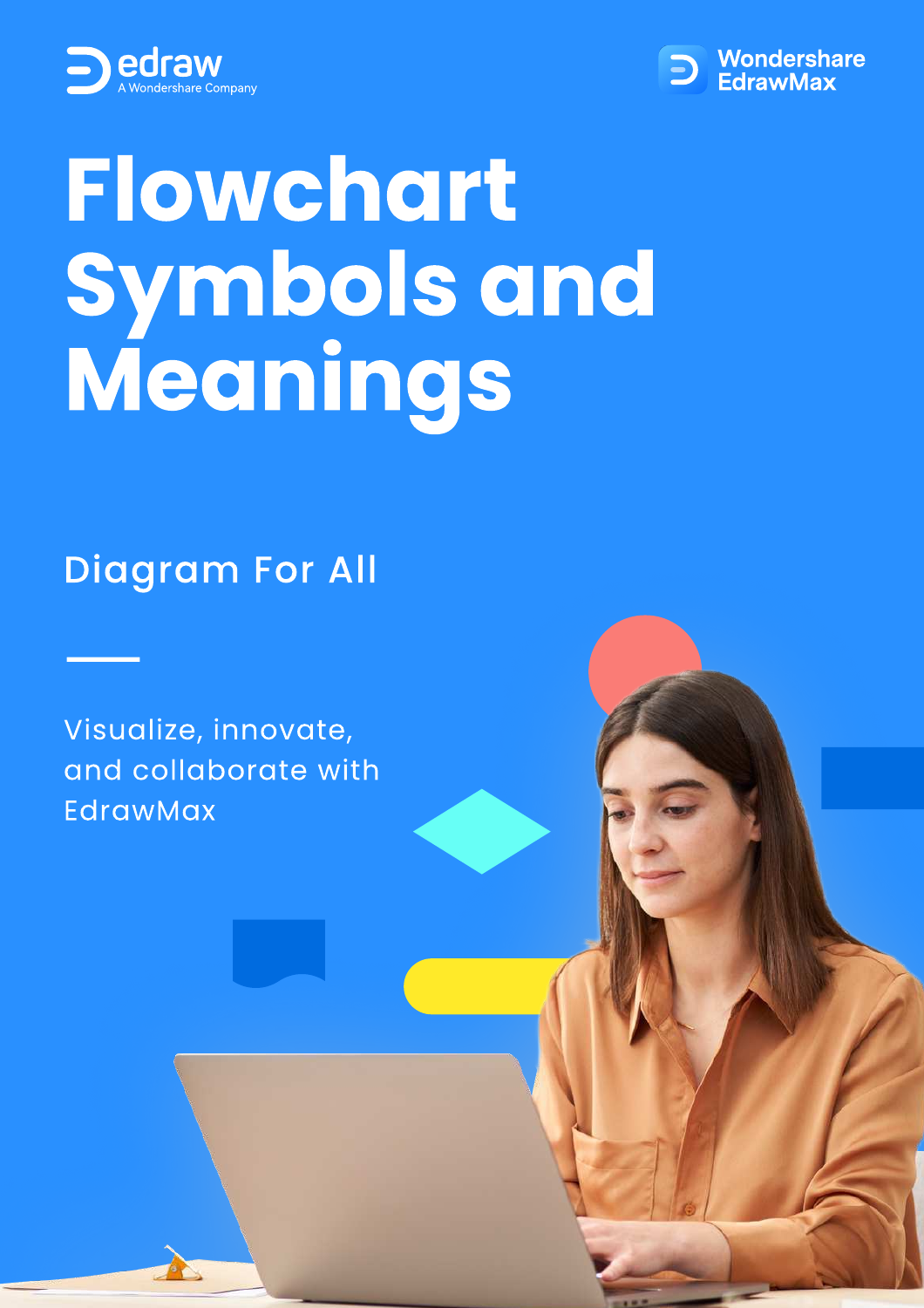edraw
A Wondershare Company

Wondershare
EdrawMax

# Flowchart Symbols and Meanings

Diagram For All

Visualize, innovate, and collaborate with EdrawMax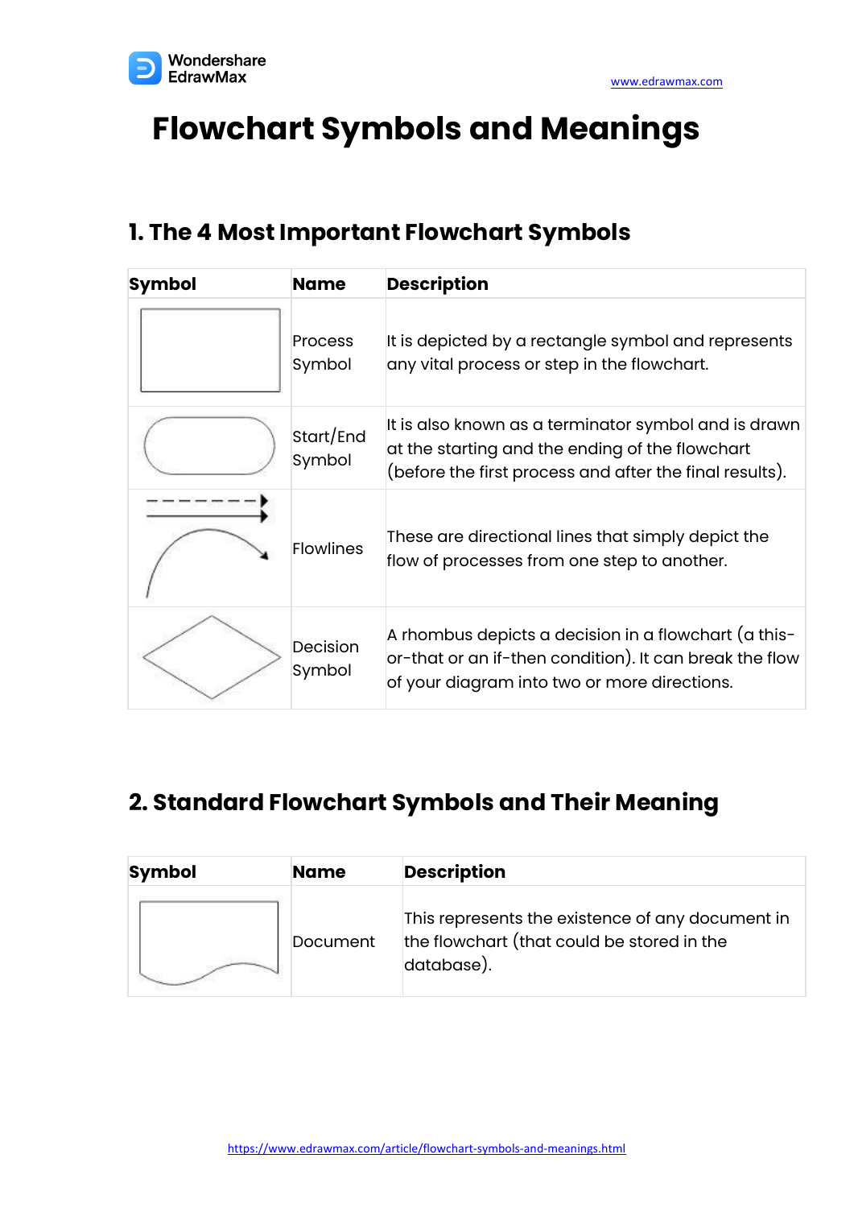# Flowchart Symbols and Meanings

## 1. The 4 Most Important Flowchart Symbols

| Symbol | Name | Description |
|---|---|---|
| | Process Symbol | It is depicted by a rectangle symbol and represents any vital process or step in the flowchart. |
| | Start/End Symbol | It is also known as a terminator symbol and is drawn at the starting and the ending of the flowchart (before the first process and after the final results). |
| | Flowlines | These are directional lines that simply depict the flow of processes from one step to another. |
| | Decision Symbol | A rhombus depicts a decision in a flowchart (a this-or-that or an if-then condition). It can break the flow of your diagram into two or more directions. |

## 2. Standard Flowchart Symbols and Their Meaning

| Symbol | Name | Description |
|---|---|---|
| | Document | This represents the existence of any document in the flowchart (that could be stored in the database). |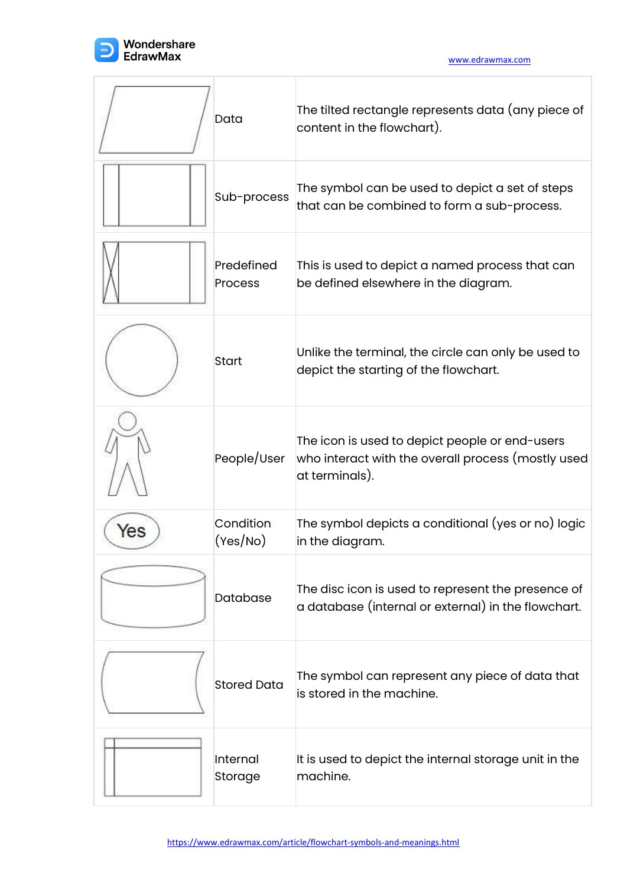| | | |
|---|---|---|
| | Data | The tilted rectangle represents data (any piece of content in the flowchart). |
| | Sub-process | The symbol can be used to depict a set of steps that can be combined to form a sub-process. |
| | Predefined Process | This is used to depict a named process that can be defined elsewhere in the diagram. |
| | Start | Unlike the terminal, the circle can only be used to depict the starting of the flowchart. |
| | People/User | The icon is used to depict people or end-users who interact with the overall process (mostly used at terminals). |
| Yes | Condition (Yes/No) | The symbol depicts a conditional (yes or no) logic in the diagram. |
| | Database | The disc icon is used to represent the presence of a database (internal or external) in the flowchart. |
| | Stored Data | The symbol can represent any piece of data that is stored in the machine. |
| | Internal Storage | It is used to depict the internal storage unit in the machine. |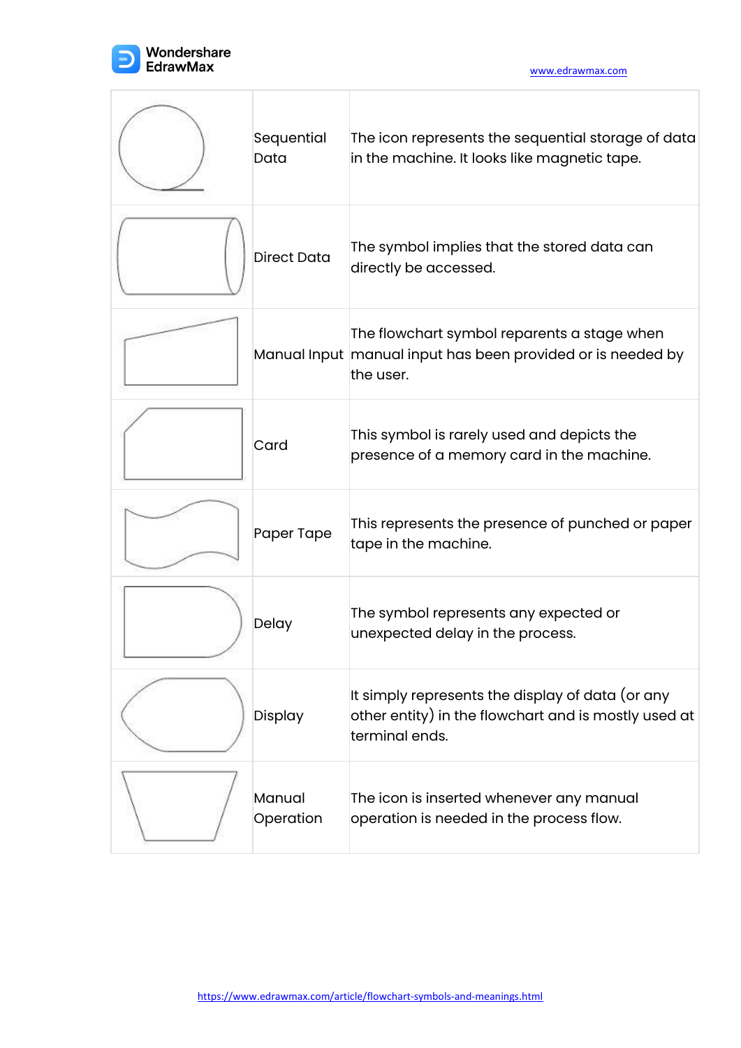| | | |
|---|---|---|
| | Sequential Data | The icon represents the sequential storage of data in the machine. It looks like magnetic tape. |
| | Direct Data | The symbol implies that the stored data can directly be accessed. |
| | Manual Input | The flowchart symbol reparents a stage when manual input has been provided or is needed by the user. |
| | Card | This symbol is rarely used and depicts the presence of a memory card in the machine. |
| | Paper Tape | This represents the presence of punched or paper tape in the machine. |
| | Delay | The symbol represents any expected or unexpected delay in the process. |
| | Display | It simply represents the display of data (or any other entity) in the flowchart and is mostly used at terminal ends. |
| | Manual Operation | The icon is inserted whenever any manual operation is needed in the process flow. |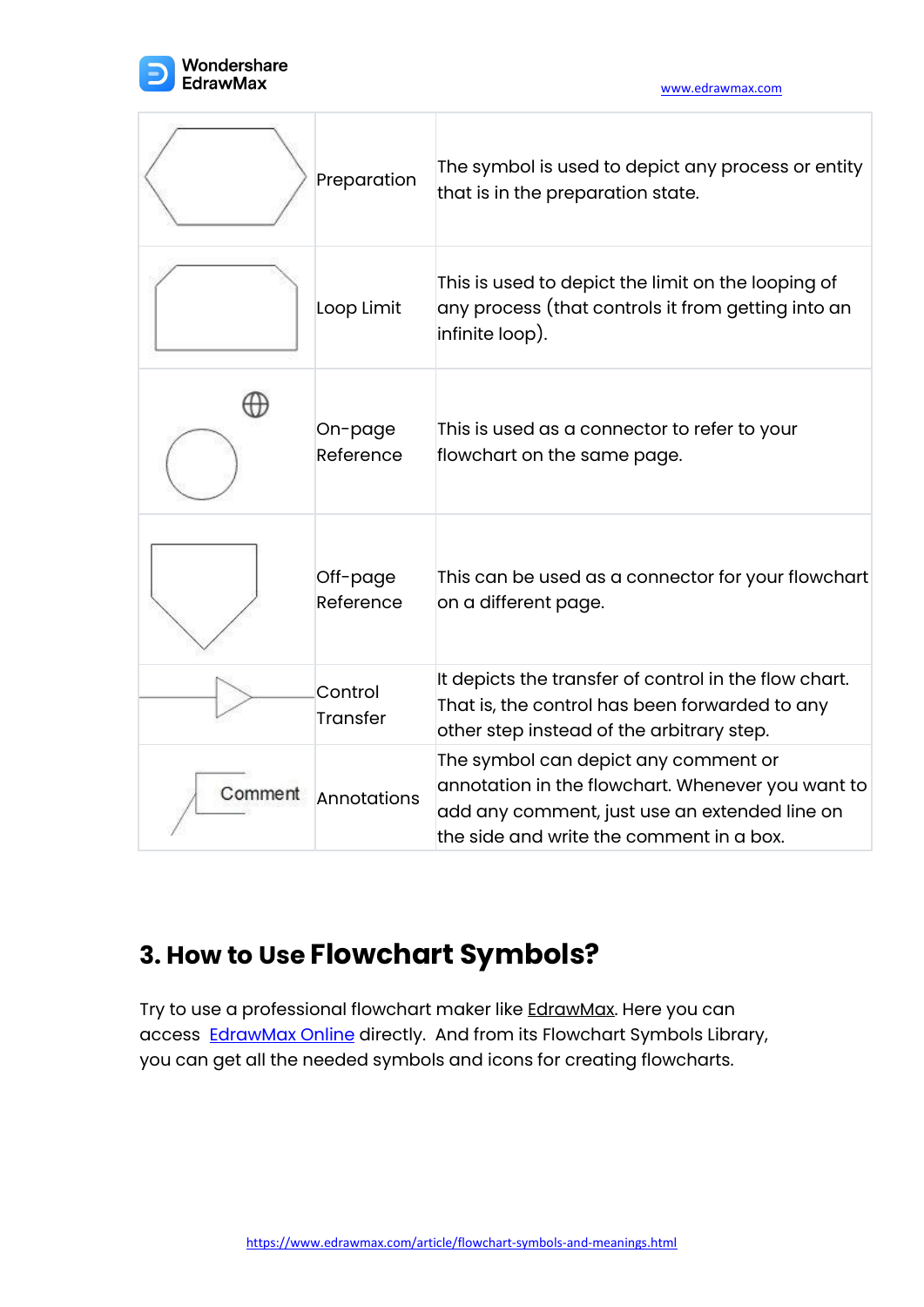| | | |
|---|---|---|
| | Preparation | The symbol is used to depict any process or entity that is in the preparation state. |
| | Loop Limit | This is used to depict the limit on the looping of any process (that controls it from getting into an infinite loop). |
| | On-page Reference | This is used as a connector to refer to your flowchart on the same page. |
| | Off-page Reference | This can be used as a connector for your flowchart on a different page. |
| | Control Transfer | It depicts the transfer of control in the flow chart. That is, the control has been forwarded to any other step instead of the arbitrary step. |
| Comment | Annotations | The symbol can depict any comment or annotation in the flowchart. Whenever you want to add any comment, just use an extended line on the side and write the comment in a box. |

## 3. How to Use Flowchart Symbols?

Try to use a professional flowchart maker like EdrawMax. Here you can access EdrawMax Online directly. And from its Flowchart Symbols Library, you can get all the needed symbols and icons for creating flowcharts.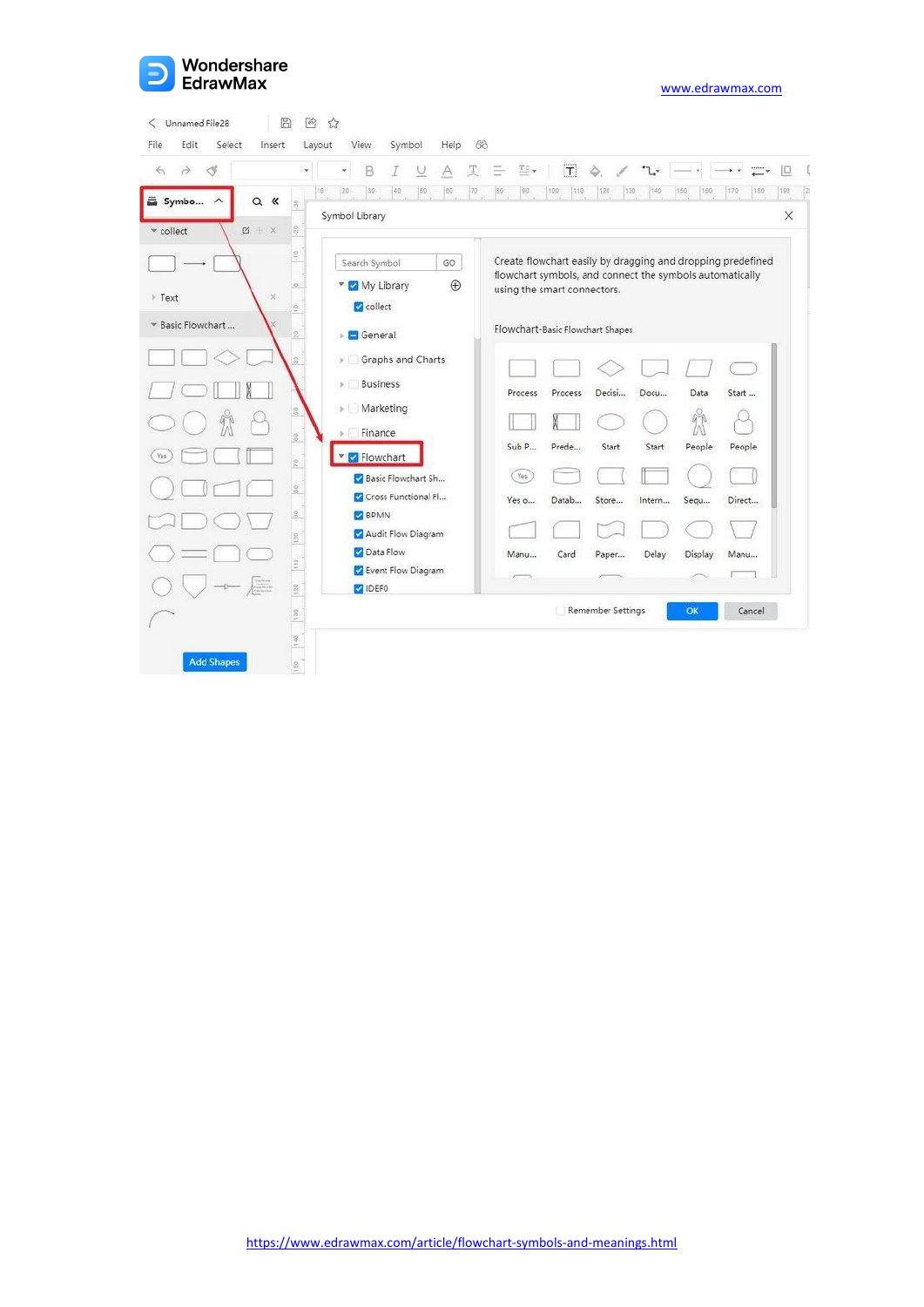https://www.edrawmax.com/article/flowchart-symbols-and-meanings.html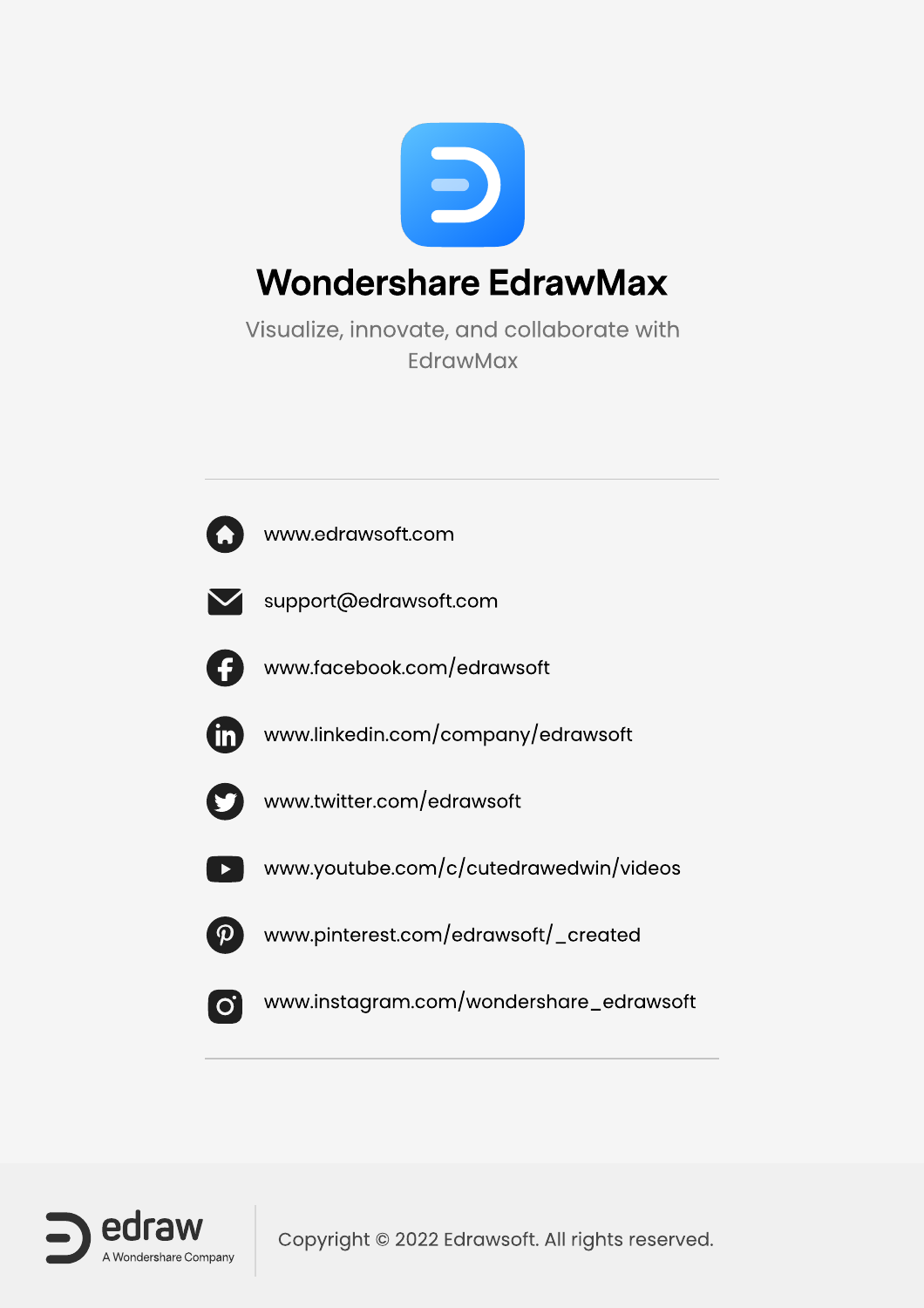# Wondershare EdrawMax

Visualize, innovate, and collaborate with EdrawMax

---

www.edrawsoft.com

support@edrawsoft.com

www.facebook.com/edrawsoft

www.linkedin.com/company/edrawsoft

www.twitter.com/edrawsoft

www.youtube.com/c/cutedrawedwin/videos

www.pinterest.com/edrawsoft/_created

www.instagram.com/wondershare_edrawsoft

---

edraw
A Wondershare Company

Copyright © 2022 Edrawsoft. All rights reserved.